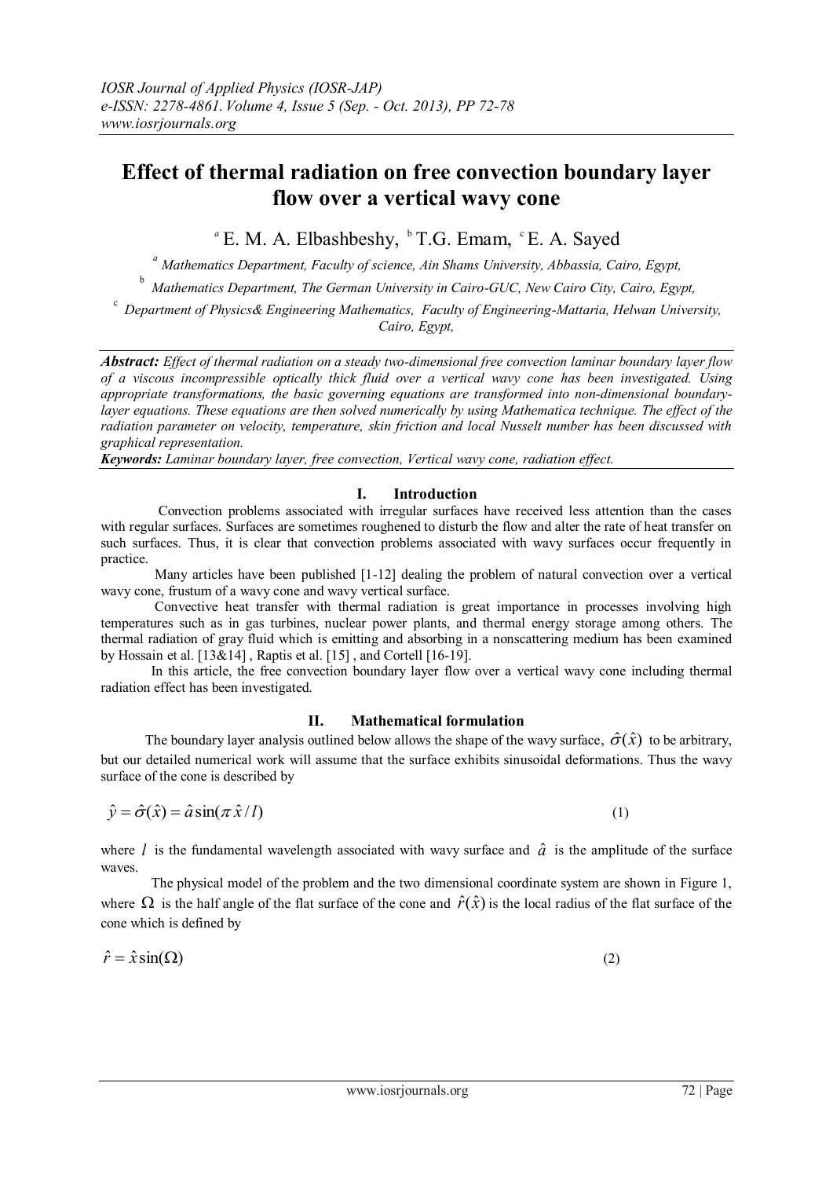# Effect of thermal radiation on free convection boundary layer flow over a vertical wavy cone

[a] E. M. A. Elbashbeshy, [b] T.G. Emam, [c] E. A. Sayed

[a] *Mathematics Department, Faculty of science, Ain Shams University, Abbassia, Cairo, Egypt,*

[b] *Mathematics Department, The German University in Cairo-GUC, New Cairo City, Cairo, Egypt,*

[c] *Department of Physics& Engineering Mathematics, Faculty of Engineering-Mattaria, Helwan University, Cairo, Egypt,*

***Abstract:*** *Effect of thermal radiation on a steady two-dimensional free convection laminar boundary layer flow of a viscous incompressible optically thick fluid over a vertical wavy cone has been investigated. Using appropriate transformations, the basic governing equations are transformed into non-dimensional boundary-layer equations. These equations are then solved numerically by using Mathematica technique. The effect of the radiation parameter on velocity, temperature, skin friction and local Nusselt number has been discussed with graphical representation.*

***Keywords:*** *Laminar boundary layer, free convection, Vertical wavy cone, radiation effect.*

## I. Introduction

Convection problems associated with irregular surfaces have received less attention than the cases with regular surfaces. Surfaces are sometimes roughened to disturb the flow and alter the rate of heat transfer on such surfaces. Thus, it is clear that convection problems associated with wavy surfaces occur frequently in practice.

Many articles have been published [1-12] dealing the problem of natural convection over a vertical wavy cone, frustum of a wavy cone and wavy vertical surface.

Convective heat transfer with thermal radiation is great importance in processes involving high temperatures such as in gas turbines, nuclear power plants, and thermal energy storage among others. The thermal radiation of gray fluid which is emitting and absorbing in a nonscattering medium has been examined by Hossain et al. [13&14] , Raptis et al. [15] , and Cortell [16-19].

In this article, the free convection boundary layer flow over a vertical wavy cone including thermal radiation effect has been investigated.

## II. Mathematical formulation

The boundary layer analysis outlined below allows the shape of the wavy surface, $\hat{\sigma}(\hat{x})$ to be arbitrary, but our detailed numerical work will assume that the surface exhibits sinusoidal deformations. Thus the wavy surface of the cone is described by

$$\hat{y} = \hat{\sigma}(\hat{x}) = \hat{a}\sin(\pi\hat{x}/l) \tag{1}$$

where $l$ is the fundamental wavelength associated with wavy surface and $\hat{a}$ is the amplitude of the surface waves.

The physical model of the problem and the two dimensional coordinate system are shown in Figure 1, where $\Omega$ is the half angle of the flat surface of the cone and $\hat{r}(\hat{x})$ is the local radius of the flat surface of the cone which is defined by

$$\hat{r} = \hat{x}\sin(\Omega) \tag{2}$$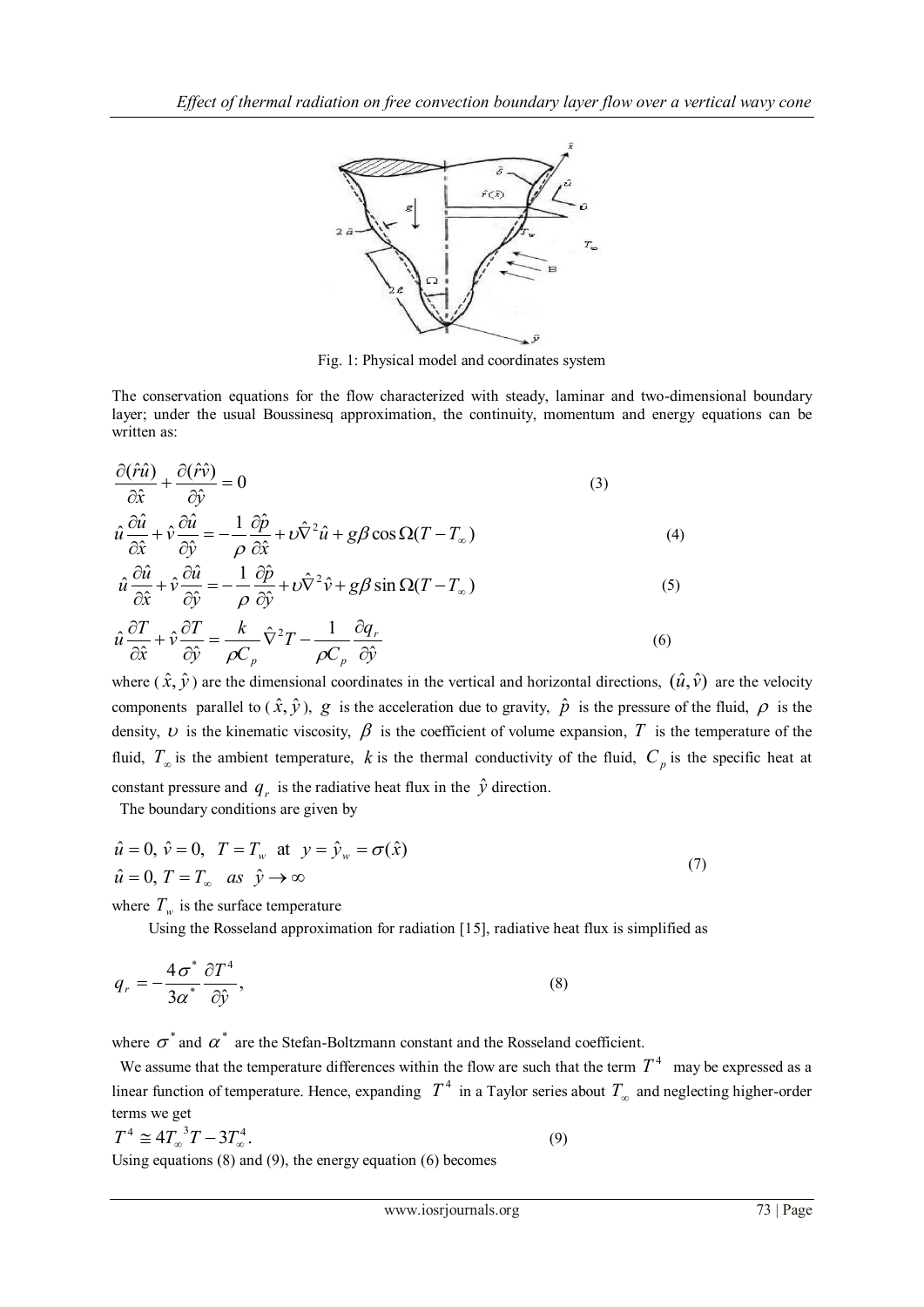Fig. 1: Physical model and coordinates system

The conservation equations for the flow characterized with steady, laminar and two-dimensional boundary layer; under the usual Boussinesq approximation, the continuity, momentum and energy equations can be written as:

$$\frac{\partial(\hat{r}\hat{u})}{\partial\hat{x}} + \frac{\partial(\hat{r}\hat{v})}{\partial\hat{y}} = 0 \tag{3}$$

$$\hat{u}\frac{\partial\hat{u}}{\partial\hat{x}} + \hat{v}\frac{\partial\hat{u}}{\partial\hat{y}} = -\frac{1}{\rho}\frac{\partial\hat{p}}{\partial\hat{x}} + \upsilon\hat{\nabla}^2\hat{u} + g\beta\cos\Omega(T - T_\infty) \tag{4}$$

$$\hat{u}\frac{\partial\hat{u}}{\partial\hat{x}} + \hat{v}\frac{\partial\hat{u}}{\partial\hat{y}} = -\frac{1}{\rho}\frac{\partial\hat{p}}{\partial\hat{y}} + \upsilon\hat{\nabla}^2\hat{v} + g\beta\sin\Omega(T - T_\infty) \tag{5}$$

$$\hat{u}\frac{\partial T}{\partial\hat{x}} + \hat{v}\frac{\partial T}{\partial\hat{y}} = \frac{k}{\rho C_p}\hat{\nabla}^2 T - \frac{1}{\rho C_p}\frac{\partial q_r}{\partial\hat{y}} \tag{6}$$

where $(\hat{x}, \hat{y})$ are the dimensional coordinates in the vertical and horizontal directions, $(\hat{u}, \hat{v})$ are the velocity components parallel to $(\hat{x}, \hat{y})$, $g$ is the acceleration due to gravity, $\hat{p}$ is the pressure of the fluid, $\rho$ is the density, $\upsilon$ is the kinematic viscosity, $\beta$ is the coefficient of volume expansion, $T$ is the temperature of the fluid, $T_\infty$ is the ambient temperature, $k$ is the thermal conductivity of the fluid, $C_p$ is the specific heat at constant pressure and $q_r$ is the radiative heat flux in the $\hat{y}$ direction.

The boundary conditions are given by

$$\begin{aligned} &\hat{u} = 0,\ \hat{v} = 0,\ \ T = T_w \ \text{ at } \ y = \hat{y}_w = \sigma(\hat{x}) \\ &\hat{u} = 0,\ T = T_\infty \ \ as \ \ \hat{y} \to \infty \end{aligned} \tag{7}$$

where $T_w$ is the surface temperature

Using the Rosseland approximation for radiation [15], radiative heat flux is simplified as

$$q_r = -\frac{4\sigma^*}{3\alpha^*}\frac{\partial T^4}{\partial\hat{y}}, \tag{8}$$

where $\sigma^*$ and $\alpha^*$ are the Stefan-Boltzmann constant and the Rosseland coefficient.

We assume that the temperature differences within the flow are such that the term $T^4$ may be expressed as a linear function of temperature. Hence, expanding $T^4$ in a Taylor series about $T_\infty$ and neglecting higher-order terms we get

$$T^4 \cong 4T_\infty^{\,3}T - 3T_\infty^4. \tag{9}$$

Using equations (8) and (9), the energy equation (6) becomes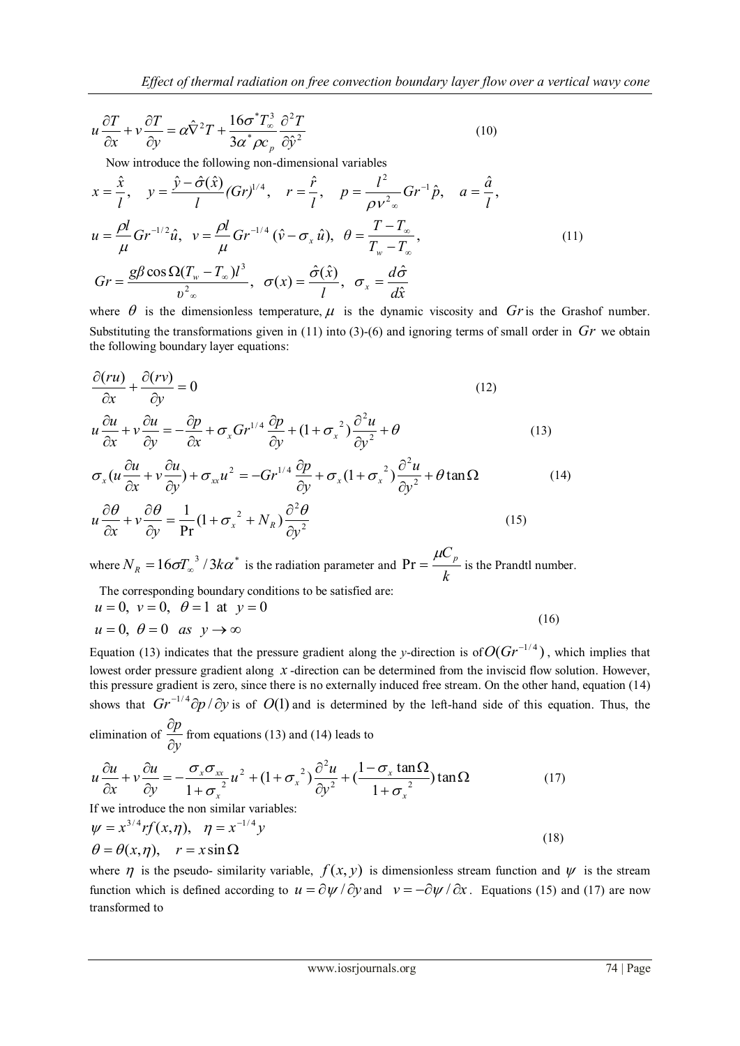$$u\frac{\partial T}{\partial x}+v\frac{\partial T}{\partial y}=\alpha\hat{\nabla}^2 T+\frac{16\sigma^* T_\infty^3}{3\alpha^*\rho c_p}\frac{\partial^2 T}{\partial \hat{y}^2} \tag{10}$$

Now introduce the following non-dimensional variables

$$x=\frac{\hat{x}}{l},\quad y=\frac{\hat{y}-\hat{\sigma}(\hat{x})}{l}(Gr)^{1/4},\quad r=\frac{\hat{r}}{l},\quad p=\frac{l^2}{\rho \nu^2_\infty}Gr^{-1}\hat{p},\quad a=\frac{\hat{a}}{l},$$
$$u=\frac{\rho l}{\mu}Gr^{-1/2}\hat{u},\quad v=\frac{\rho l}{\mu}Gr^{-1/4}(\hat{v}-\sigma_x\hat{u}),\quad \theta=\frac{T-T_\infty}{T_w-T_\infty}, \tag{11}$$
$$Gr=\frac{g\beta\cos\Omega(T_w-T_\infty)l^3}{\upsilon^2_\infty},\quad \sigma(x)=\frac{\hat{\sigma}(\hat{x})}{l},\quad \sigma_x=\frac{d\hat{\sigma}}{d\hat{x}}$$

where $\theta$ is the dimensionless temperature, $\mu$ is the dynamic viscosity and $Gr$ is the Grashof number. Substituting the transformations given in (11) into (3)-(6) and ignoring terms of small order in $Gr$ we obtain the following boundary layer equations:

$$\frac{\partial (ru)}{\partial x}+\frac{\partial (rv)}{\partial y}=0 \tag{12}$$

$$u\frac{\partial u}{\partial x}+v\frac{\partial u}{\partial y}=-\frac{\partial p}{\partial x}+\sigma_x Gr^{1/4}\frac{\partial p}{\partial y}+(1+\sigma_x{}^2)\frac{\partial^2 u}{\partial y^2}+\theta \tag{13}$$

$$\sigma_x\left(u\frac{\partial u}{\partial x}+v\frac{\partial u}{\partial y}\right)+\sigma_{xx}u^2=-Gr^{1/4}\frac{\partial p}{\partial y}+\sigma_x(1+\sigma_x{}^2)\frac{\partial^2 u}{\partial y^2}+\theta\tan\Omega \tag{14}$$

$$u\frac{\partial \theta}{\partial x}+v\frac{\partial \theta}{\partial y}=\frac{1}{\Pr}(1+\sigma_x{}^2+N_R)\frac{\partial^2 \theta}{\partial y^2} \tag{15}$$

where $N_R=16\sigma T_\infty^3/3k\alpha^*$ is the radiation parameter and $\Pr=\frac{\mu C_p}{k}$ is the Prandtl number.

The corresponding boundary conditions to be satisfied are:

$$u=0,\ v=0,\ \theta=1 \ \text{ at } \ y=0$$
$$u=0,\ \theta=0 \ \ as \ \ y\to\infty \tag{16}$$

Equation (13) indicates that the pressure gradient along the *y*-direction is of $O(Gr^{-1/4})$, which implies that lowest order pressure gradient along $x$-direction can be determined from the inviscid flow solution. However, this pressure gradient is zero, since there is no externally induced free stream. On the other hand, equation (14) shows that $Gr^{-1/4}\partial p/\partial y$ is of $O(1)$ and is determined by the left-hand side of this equation. Thus, the elimination of $\frac{\partial p}{\partial y}$ from equations (13) and (14) leads to

$$u\frac{\partial u}{\partial x}+v\frac{\partial u}{\partial y}=-\frac{\sigma_x\sigma_{xx}}{1+\sigma_x{}^2}u^2+(1+\sigma_x{}^2)\frac{\partial^2 u}{\partial y^2}+\left(\frac{1-\sigma_x\tan\Omega}{1+\sigma_x{}^2}\right)\tan\Omega \tag{17}$$

If we introduce the non similar variables:

$$\psi=x^{3/4}rf(x,\eta),\quad \eta=x^{-1/4}y$$
$$\theta=\theta(x,\eta),\quad r=x\sin\Omega \tag{18}$$

where $\eta$ is the pseudo- similarity variable, $f(x,y)$ is dimensionless stream function and $\psi$ is the stream function which is defined according to $u=\partial\psi/\partial y$ and $v=-\partial\psi/\partial x$. Equations (15) and (17) are now transformed to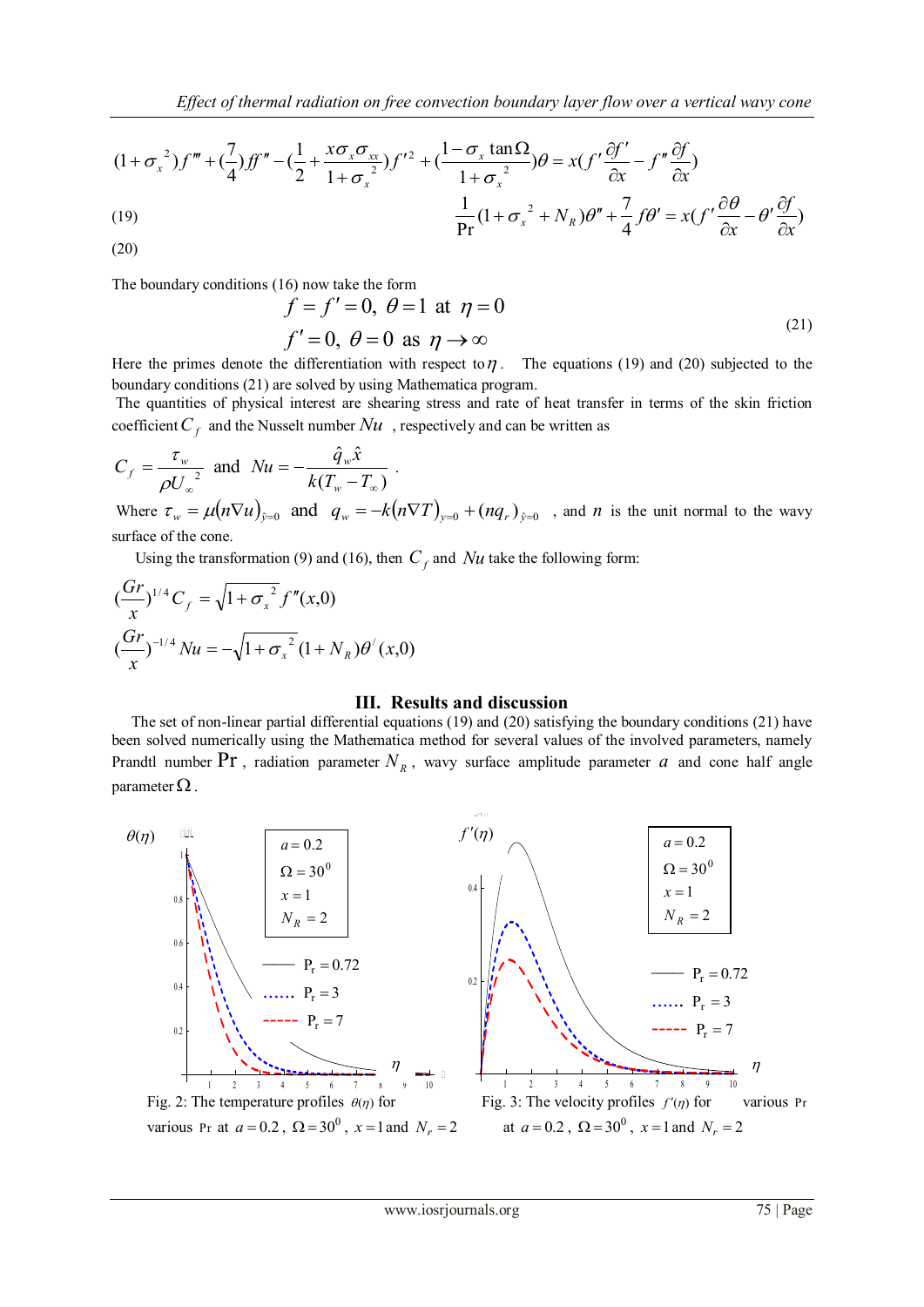$$(1+\sigma_x^{\,2})f''' + (\frac{7}{4})ff'' - (\frac{1}{2} + \frac{x\sigma_x\sigma_{xx}}{1+\sigma_x^{\,2}})f'^2 + (\frac{1-\sigma_x \tan\Omega}{1+\sigma_x^{\,2}})\theta = x(f'\frac{\partial f'}{\partial x} - f''\frac{\partial f}{\partial x}) \tag{19}$$

$$\frac{1}{\Pr}(1+\sigma_x^{\,2}+N_R)\theta'' + \frac{7}{4}f\theta' = x(f'\frac{\partial \theta}{\partial x} - \theta'\frac{\partial f}{\partial x}) \tag{20}$$

The boundary conditions (16) now take the form

$$f = f' = 0,\ \theta = 1 \text{ at } \eta = 0$$
$$f' = 0,\ \theta = 0 \text{ as } \eta \to \infty \tag{21}$$

Here the primes denote the differentiation with respect to $\eta$. The equations (19) and (20) subjected to the boundary conditions (21) are solved by using Mathematica program.

The quantities of physical interest are shearing stress and rate of heat transfer in terms of the skin friction coefficient $C_f$ and the Nusselt number $Nu$, respectively and can be written as

$$C_f = \frac{\tau_w}{\rho U_\infty^{\,2}} \text{ and } Nu = -\frac{\hat{q}_w \hat{x}}{k(T_w - T_\infty)}.$$

Where $\tau_w = \mu(n\nabla u)_{\hat{y}=0}$ and $q_w = -k(n\nabla T)_{y=0} + (nq_r)_{\hat{y}=0}$, and $n$ is the unit normal to the wavy surface of the cone.

Using the transformation (9) and (16), then $C_f$ and $Nu$ take the following form:

$$(\frac{Gr}{x})^{1/4} C_f = \sqrt{1+\sigma_x^{\,2}}\, f''(x,0)$$

$$(\frac{Gr}{x})^{-1/4} Nu = -\sqrt{1+\sigma_x^{\,2}}\,(1+N_R)\theta'(x,0)$$

## III. Results and discussion

The set of non-linear partial differential equations (19) and (20) satisfying the boundary conditions (21) have been solved numerically using the Mathematica method for several values of the involved parameters, namely Prandtl number $\Pr$, radiation parameter $N_R$, wavy surface amplitude parameter $a$ and cone half angle parameter $\Omega$.

Fig. 2: The temperature profiles $\theta(\eta)$ for various $\Pr$ at $a = 0.2$, $\Omega = 30^0$, $x = 1$ and $N_r = 2$

Fig. 3: The velocity profiles $f'(\eta)$ for various $\Pr$ at $a = 0.2$, $\Omega = 30^0$, $x = 1$ and $N_r = 2$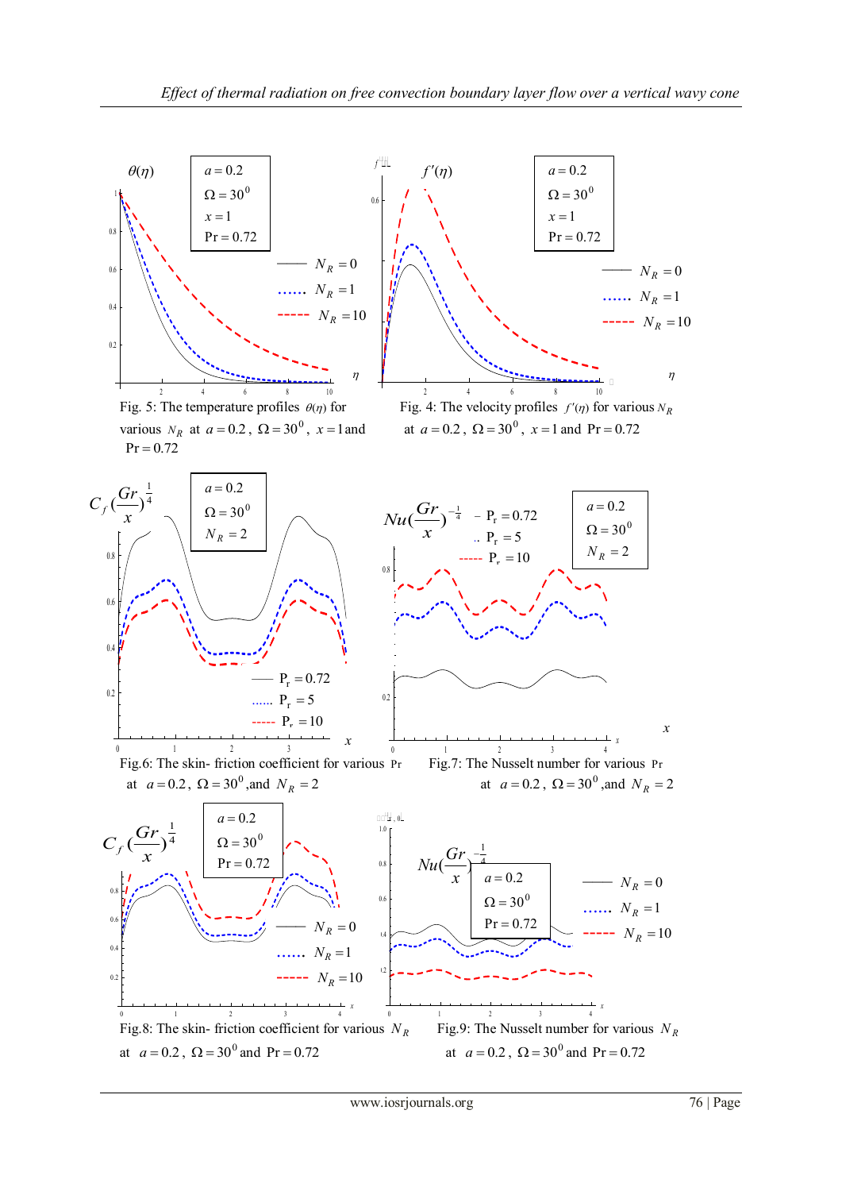Fig. 5: The temperature profiles $\theta(\eta)$ for various $N_R$ at $a=0.2$, $\Omega=30^0$, $x=1$ and $\Pr=0.72$

Fig. 4: The velocity profiles $f'(\eta)$ for various $N_R$ at $a=0.2$, $\Omega=30^0$, $x=1$ and $\Pr=0.72$

Fig.6: The skin- friction coefficient for various $\Pr$ at $a=0.2$, $\Omega=30^0$, and $N_R=2$

Fig.7: The Nusselt number for various $\Pr$ at $a=0.2$, $\Omega=30^0$, and $N_R=2$

Fig.8: The skin- friction coefficient for various $N_R$ at $a=0.2$, $\Omega=30^0$ and $\Pr=0.72$

Fig.9: The Nusselt number for various $N_R$ at $a=0.2$, $\Omega=30^0$ and $\Pr=0.72$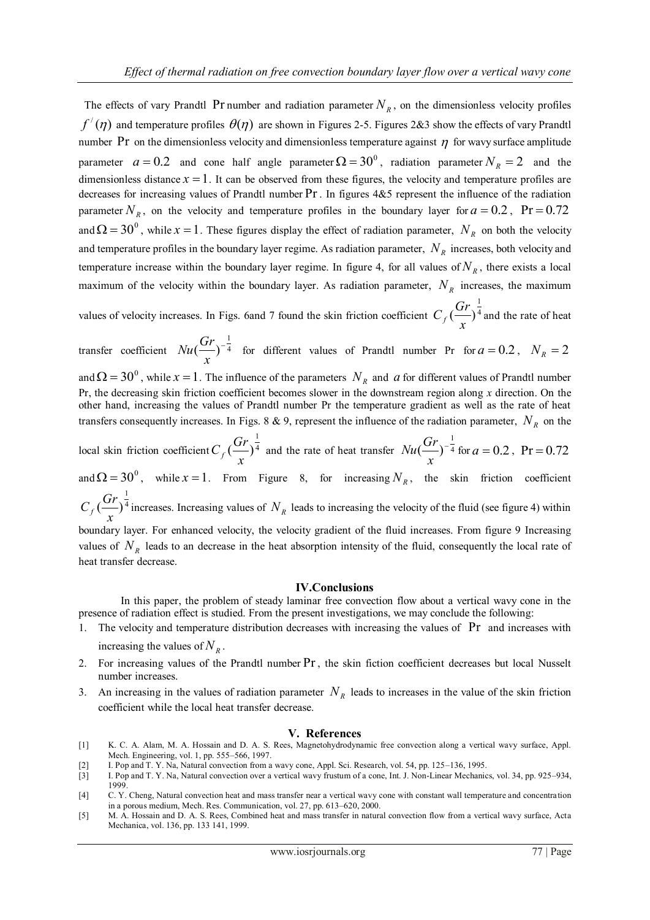The effects of vary Prandtl $\Pr$ number and radiation parameter $N_R$, on the dimensionless velocity profiles $f^{/}(\eta)$ and temperature profiles $\theta(\eta)$ are shown in Figures 2-5. Figures 2&3 show the effects of vary Prandtl number $\Pr$ on the dimensionless velocity and dimensionless temperature against $\eta$ for wavy surface amplitude parameter $a = 0.2$ and cone half angle parameter $\Omega = 30^0$, radiation parameter $N_R = 2$ and the dimensionless distance $x = 1$. It can be observed from these figures, the velocity and temperature profiles are decreases for increasing values of Prandtl number $\Pr$. In figures 4&5 represent the influence of the radiation parameter $N_R$, on the velocity and temperature profiles in the boundary layer for $a = 0.2$, $\Pr = 0.72$ and $\Omega = 30^0$, while $x = 1$. These figures display the effect of radiation parameter, $N_R$ on both the velocity and temperature profiles in the boundary layer regime. As radiation parameter, $N_R$ increases, both velocity and temperature increase within the boundary layer regime. In figure 4, for all values of $N_R$, there exists a local maximum of the velocity within the boundary layer. As radiation parameter, $N_R$ increases, the maximum values of velocity increases. In Figs. 6and 7 found the skin friction coefficient $C_f(\frac{Gr}{x})^{\frac{1}{4}}$ and the rate of heat transfer coefficient $Nu(\frac{Gr}{x})^{-\frac{1}{4}}$ for different values of Prandtl number Pr for $a = 0.2$, $N_R = 2$ and $\Omega = 30^0$, while $x = 1$. The influence of the parameters $N_R$ and $a$ for different values of Prandtl number Pr, the decreasing skin friction coefficient becomes slower in the downstream region along *x* direction. On the other hand, increasing the values of Prandtl number Pr the temperature gradient as well as the rate of heat transfers consequently increases. In Figs. 8 & 9, represent the influence of the radiation parameter, $N_R$ on the local skin friction coefficient $C_f(\frac{Gr}{x})^{\frac{1}{4}}$ and the rate of heat transfer $Nu(\frac{Gr}{x})^{-\frac{1}{4}}$ for $a = 0.2$, $\Pr = 0.72$ and $\Omega = 30^0$, while $x = 1$. From Figure 8, for increasing $N_R$, the skin friction coefficient $C_f(\frac{Gr}{x})^{\frac{1}{4}}$ increases. Increasing values of $N_R$ leads to increasing the velocity of the fluid (see figure 4) within boundary layer. For enhanced velocity, the velocity gradient of the fluid increases. From figure 9 Increasing values of $N_R$ leads to an decrease in the heat absorption intensity of the fluid, consequently the local rate of heat transfer decrease.

## IV.Conclusions

In this paper, the problem of steady laminar free convection flow about a vertical wavy cone in the presence of radiation effect is studied. From the present investigations, we may conclude the following:

1. The velocity and temperature distribution decreases with increasing the values of $\Pr$ and increases with increasing the values of $N_R$.
2. For increasing values of the Prandtl number $\Pr$, the skin fiction coefficient decreases but local Nusselt number increases.
3. An increasing in the values of radiation parameter $N_R$ leads to increases in the value of the skin friction coefficient while the local heat transfer decrease.

## V. References

[1] K. C. A. Alam, M. A. Hossain and D. A. S. Rees, Magnetohydrodynamic free convection along a vertical wavy surface, Appl. Mech. Engineering, vol. 1, pp. 555–566, 1997.

[2] I. Pop and T. Y. Na, Natural convection from a wavy cone, Appl. Sci. Research, vol. 54, pp. 125–136, 1995.

[3] I. Pop and T. Y. Na, Natural convection over a vertical wavy frustum of a cone, Int. J. Non-Linear Mechanics, vol. 34, pp. 925–934, 1999.

[4] C. Y. Cheng, Natural convection heat and mass transfer near a vertical wavy cone with constant wall temperature and concentration in a porous medium, Mech. Res. Communication, vol. 27, pp. 613–620, 2000.

[5] M. A. Hossain and D. A. S. Rees, Combined heat and mass transfer in natural convection flow from a vertical wavy surface, Acta Mechanica, vol. 136, pp. 133 141, 1999.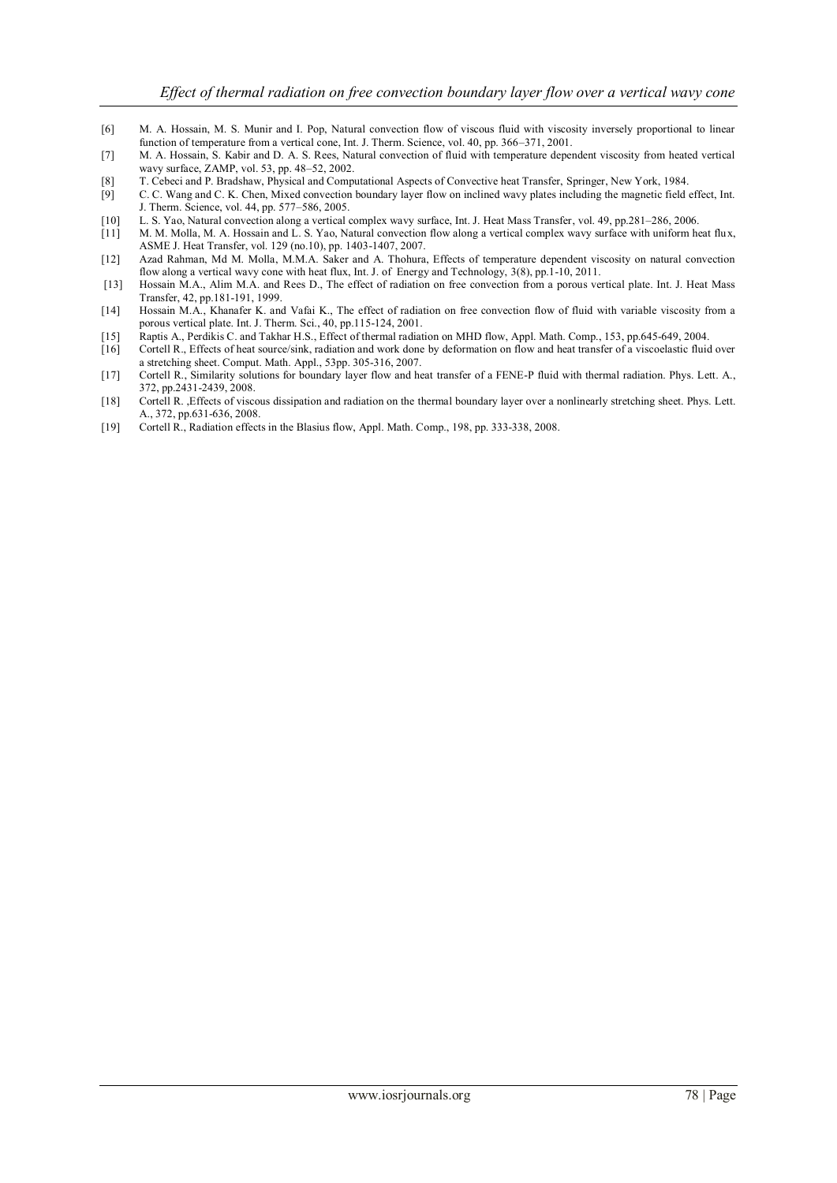[6] M. A. Hossain, M. S. Munir and I. Pop, Natural convection flow of viscous fluid with viscosity inversely proportional to linear function of temperature from a vertical cone, Int. J. Therm. Science, vol. 40, pp. 366–371, 2001.

[7] M. A. Hossain, S. Kabir and D. A. S. Rees, Natural convection of fluid with temperature dependent viscosity from heated vertical wavy surface, ZAMP, vol. 53, pp. 48–52, 2002.

[8] T. Cebeci and P. Bradshaw, Physical and Computational Aspects of Convective heat Transfer, Springer, New York, 1984.

[9] C. C. Wang and C. K. Chen, Mixed convection boundary layer flow on inclined wavy plates including the magnetic field effect, Int. J. Therm. Science, vol. 44, pp. 577–586, 2005.

[10] L. S. Yao, Natural convection along a vertical complex wavy surface, Int. J. Heat Mass Transfer, vol. 49, pp.281–286, 2006.

[11] M. M. Molla, M. A. Hossain and L. S. Yao, Natural convection flow along a vertical complex wavy surface with uniform heat flux, ASME J. Heat Transfer, vol. 129 (no.10), pp. 1403-1407, 2007.

[12] Azad Rahman, Md M. Molla, M.M.A. Saker and A. Thohura, Effects of temperature dependent viscosity on natural convection flow along a vertical wavy cone with heat flux, Int. J. of Energy and Technology, 3(8), pp.1-10, 2011.

[13] Hossain M.A., Alim M.A. and Rees D., The effect of radiation on free convection from a porous vertical plate. Int. J. Heat Mass Transfer, 42, pp.181-191, 1999.

[14] Hossain M.A., Khanafer K. and Vafai K., The effect of radiation on free convection flow of fluid with variable viscosity from a porous vertical plate. Int. J. Therm. Sci., 40, pp.115-124, 2001.

[15] Raptis A., Perdikis C. and Takhar H.S., Effect of thermal radiation on MHD flow, Appl. Math. Comp., 153, pp.645-649, 2004.

[16] Cortell R., Effects of heat source/sink, radiation and work done by deformation on flow and heat transfer of a viscoelastic fluid over a stretching sheet. Comput. Math. Appl., 53pp. 305-316, 2007.

[17] Cortell R., Similarity solutions for boundary layer flow and heat transfer of a FENE-P fluid with thermal radiation. Phys. Lett. A., 372, pp.2431-2439, 2008.

[18] Cortell R. ,Effects of viscous dissipation and radiation on the thermal boundary layer over a nonlinearly stretching sheet. Phys. Lett. A., 372, pp.631-636, 2008.

[19] Cortell R., Radiation effects in the Blasius flow, Appl. Math. Comp., 198, pp. 333-338, 2008.